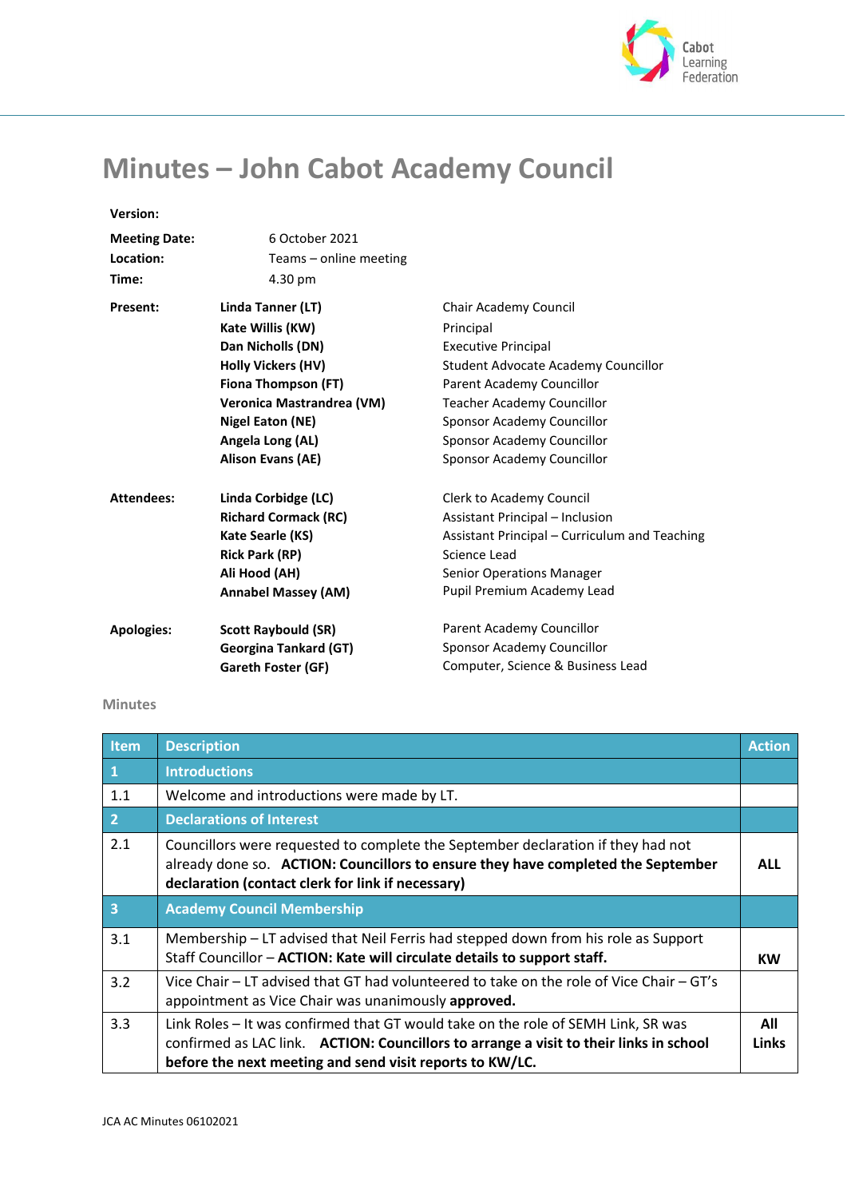# Minutes – John Cabot Academy Council

| | | |
|---|---|---|
| **Version:** | | |
| **Meeting Date:** | 6 October 2021 | |
| **Location:** | Teams – online meeting | |
| **Time:** | 4.30 pm | |
| **Present:** | **Linda Tanner (LT)** | Chair Academy Council |
| | **Kate Willis (KW)** | Principal |
| | **Dan Nicholls (DN)** | Executive Principal |
| | **Holly Vickers (HV)** | Student Advocate Academy Councillor |
| | **Fiona Thompson (FT)** | Parent Academy Councillor |
| | **Veronica Mastrandrea (VM)** | Teacher Academy Councillor |
| | **Nigel Eaton (NE)** | Sponsor Academy Councillor |
| | **Angela Long (AL)** | Sponsor Academy Councillor |
| | **Alison Evans (AE)** | Sponsor Academy Councillor |
| **Attendees:** | **Linda Corbidge (LC)** | Clerk to Academy Council |
| | **Richard Cormack (RC)** | Assistant Principal – Inclusion |
| | **Kate Searle (KS)** | Assistant Principal – Curriculum and Teaching |
| | **Rick Park (RP)** | Science Lead |
| | **Ali Hood (AH)** | Senior Operations Manager |
| | **Annabel Massey (AM)** | Pupil Premium Academy Lead |
| **Apologies:** | **Scott Raybould (SR)** | Parent Academy Councillor |
| | **Georgina Tankard (GT)** | Sponsor Academy Councillor |
| | **Gareth Foster (GF)** | Computer, Science & Business Lead |

## Minutes

| Item | Description | Action |
|---|---|---|
| **1** | **Introductions** | |
| 1.1 | Welcome and introductions were made by LT. | |
| **2** | **Declarations of Interest** | |
| 2.1 | Councillors were requested to complete the September declaration if they had not already done so. **ACTION: Councillors to ensure they have completed the September declaration (contact clerk for link if necessary)** | **ALL** |
| **3** | **Academy Council Membership** | |
| 3.1 | Membership – LT advised that Neil Ferris had stepped down from his role as Support Staff Councillor – **ACTION: Kate will circulate details to support staff.** | **KW** |
| 3.2 | Vice Chair – LT advised that GT had volunteered to take on the role of Vice Chair – GT's appointment as Vice Chair was unanimously **approved.** | |
| 3.3 | Link Roles – It was confirmed that GT would take on the role of SEMH Link, SR was confirmed as LAC link. **ACTION: Councillors to arrange a visit to their links in school before the next meeting and send visit reports to KW/LC.** | **All Links** |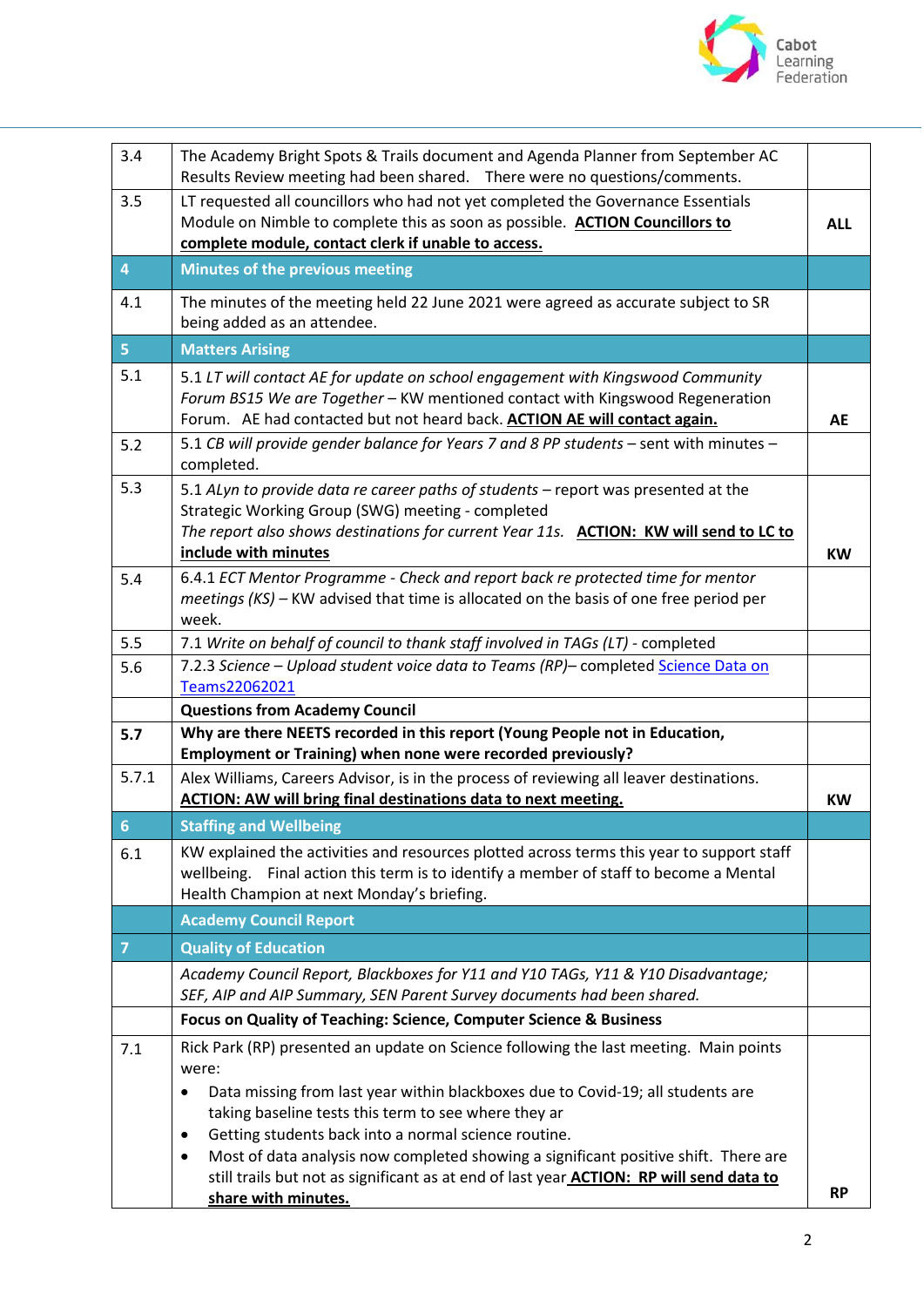| | | |
|---|---|---|
| 3.4 | The Academy Bright Spots & Trails document and Agenda Planner from September AC Results Review meeting had been shared. There were no questions/comments. | |
| 3.5 | LT requested all councillors who had not yet completed the Governance Essentials Module on Nimble to complete this as soon as possible. **ACTION Councillors to complete module, contact clerk if unable to access.** | **ALL** |
| **4** | **Minutes of the previous meeting** | |
| 4.1 | The minutes of the meeting held 22 June 2021 were agreed as accurate subject to SR being added as an attendee. | |
| **5** | **Matters Arising** | |
| 5.1 | 5.1 *LT will contact AE for update on school engagement with Kingswood Community Forum BS15 We are Together* – KW mentioned contact with Kingswood Regeneration Forum. AE had contacted but not heard back. **ACTION AE will contact again.** | **AE** |
| 5.2 | 5.1 *CB will provide gender balance for Years 7 and 8 PP students* – sent with minutes – completed. | |
| 5.3 | 5.1 *ALyn to provide data re career paths of students* – report was presented at the Strategic Working Group (SWG) meeting - completed<br>*The report also shows destinations for current Year 11s.* **ACTION: KW will send to LC to include with minutes** | **KW** |
| 5.4 | 6.4.1 *ECT Mentor Programme - Check and report back re protected time for mentor meetings (KS)* – KW advised that time is allocated on the basis of one free period per week. | |
| 5.5 | 7.1 *Write on behalf of council to thank staff involved in TAGs (LT)* - completed | |
| 5.6 | 7.2.3 *Science – Upload student voice data to Teams (RP)*– completed Science Data on Teams22062021 | |
| | **Questions from Academy Council** | |
| **5.7** | **Why are there NEETS recorded in this report (Young People not in Education, Employment or Training) when none were recorded previously?** | |
| 5.7.1 | Alex Williams, Careers Advisor, is in the process of reviewing all leaver destinations. **ACTION: AW will bring final destinations data to next meeting.** | **KW** |
| **6** | **Staffing and Wellbeing** | |
| 6.1 | KW explained the activities and resources plotted across terms this year to support staff wellbeing. Final action this term is to identify a member of staff to become a Mental Health Champion at next Monday's briefing. | |
| | **Academy Council Report** | |
| **7** | **Quality of Education** | |
| | *Academy Council Report, Blackboxes for Y11 and Y10 TAGs, Y11 & Y10 Disadvantage; SEF, AIP and AIP Summary, SEN Parent Survey documents had been shared.* | |
| | **Focus on Quality of Teaching: Science, Computer Science & Business** | |
| 7.1 | Rick Park (RP) presented an update on Science following the last meeting. Main points were:<br>• Data missing from last year within blackboxes due to Covid-19; all students are taking baseline tests this term to see where they ar<br>• Getting students back into a normal science routine.<br>• Most of data analysis now completed showing a significant positive shift. There are still trails but not as significant as at end of last year **ACTION: RP will send data to share with minutes.** | **RP** |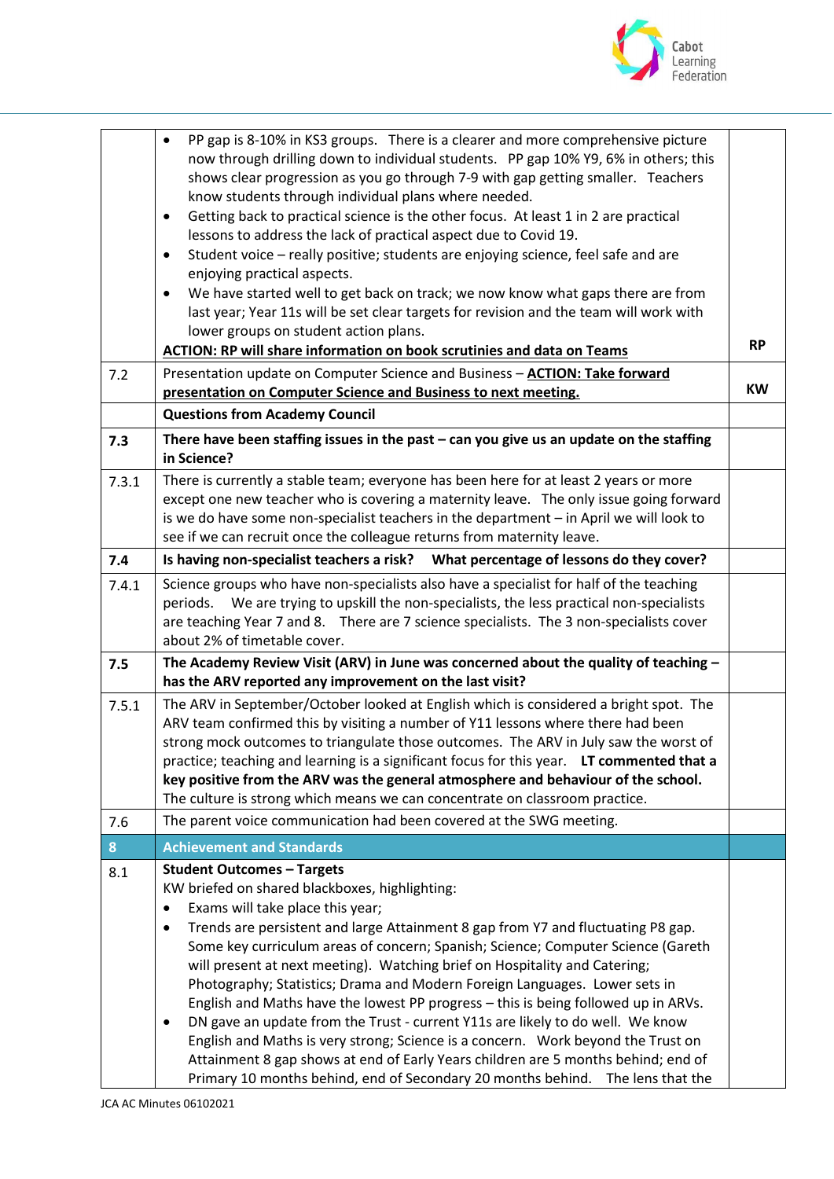| | | |
|---|---|---|
| | • PP gap is 8-10% in KS3 groups. There is a clearer and more comprehensive picture now through drilling down to individual students. PP gap 10% Y9, 6% in others; this shows clear progression as you go through 7-9 with gap getting smaller. Teachers know students through individual plans where needed.<br>• Getting back to practical science is the other focus. At least 1 in 2 are practical lessons to address the lack of practical aspect due to Covid 19.<br>• Student voice – really positive; students are enjoying science, feel safe and are enjoying practical aspects.<br>• We have started well to get back on track; we now know what gaps there are from last year; Year 11s will be set clear targets for revision and the team will work with lower groups on student action plans.<br>**ACTION: RP will share information on book scrutinies and data on Teams** | **RP** |
| 7.2 | Presentation update on Computer Science and Business – **ACTION: Take forward presentation on Computer Science and Business to next meeting.** | **KW** |
| | **Questions from Academy Council** | |
| **7.3** | **There have been staffing issues in the past – can you give us an update on the staffing in Science?** | |
| 7.3.1 | There is currently a stable team; everyone has been here for at least 2 years or more except one new teacher who is covering a maternity leave. The only issue going forward is we do have some non-specialist teachers in the department – in April we will look to see if we can recruit once the colleague returns from maternity leave. | |
| **7.4** | **Is having non-specialist teachers a risk? What percentage of lessons do they cover?** | |
| 7.4.1 | Science groups who have non-specialists also have a specialist for half of the teaching periods. We are trying to upskill the non-specialists, the less practical non-specialists are teaching Year 7 and 8. There are 7 science specialists. The 3 non-specialists cover about 2% of timetable cover. | |
| **7.5** | **The Academy Review Visit (ARV) in June was concerned about the quality of teaching – has the ARV reported any improvement on the last visit?** | |
| 7.5.1 | The ARV in September/October looked at English which is considered a bright spot. The ARV team confirmed this by visiting a number of Y11 lessons where there had been strong mock outcomes to triangulate those outcomes. The ARV in July saw the worst of practice; teaching and learning is a significant focus for this year. **LT commented that a key positive from the ARV was the general atmosphere and behaviour of the school.** The culture is strong which means we can concentrate on classroom practice. | |
| 7.6 | The parent voice communication had been covered at the SWG meeting. | |
| **8** | **Achievement and Standards** | |
| 8.1 | **Student Outcomes – Targets**<br>KW briefed on shared blackboxes, highlighting:<br>• Exams will take place this year;<br>• Trends are persistent and large Attainment 8 gap from Y7 and fluctuating P8 gap. Some key curriculum areas of concern; Spanish; Science; Computer Science (Gareth will present at next meeting). Watching brief on Hospitality and Catering; Photography; Statistics; Drama and Modern Foreign Languages. Lower sets in English and Maths have the lowest PP progress – this is being followed up in ARVs.<br>• DN gave an update from the Trust - current Y11s are likely to do well. We know English and Maths is very strong; Science is a concern. Work beyond the Trust on Attainment 8 gap shows at end of Early Years children are 5 months behind; end of Primary 10 months behind, end of Secondary 20 months behind. The lens that the | |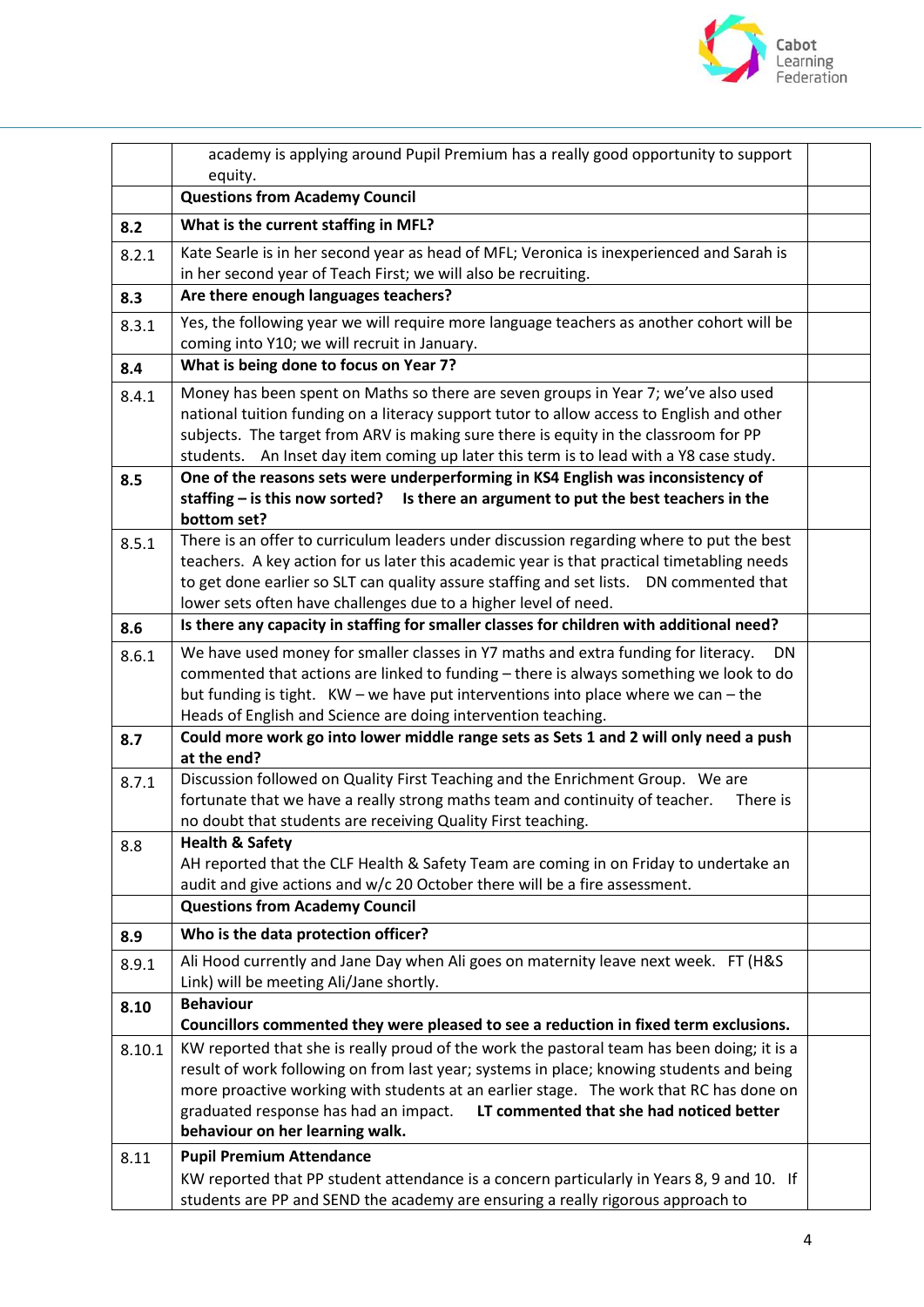| | | |
|---|---|---|
| | academy is applying around Pupil Premium has a really good opportunity to support equity. | |
| | **Questions from Academy Council** | |
| **8.2** | **What is the current staffing in MFL?** | |
| 8.2.1 | Kate Searle is in her second year as head of MFL; Veronica is inexperienced and Sarah is in her second year of Teach First; we will also be recruiting. | |
| **8.3** | **Are there enough languages teachers?** | |
| 8.3.1 | Yes, the following year we will require more language teachers as another cohort will be coming into Y10; we will recruit in January. | |
| **8.4** | **What is being done to focus on Year 7?** | |
| 8.4.1 | Money has been spent on Maths so there are seven groups in Year 7; we've also used national tuition funding on a literacy support tutor to allow access to English and other subjects. The target from ARV is making sure there is equity in the classroom for PP students. An Inset day item coming up later this term is to lead with a Y8 case study. | |
| **8.5** | **One of the reasons sets were underperforming in KS4 English was inconsistency of staffing – is this now sorted? Is there an argument to put the best teachers in the bottom set?** | |
| 8.5.1 | There is an offer to curriculum leaders under discussion regarding where to put the best teachers. A key action for us later this academic year is that practical timetabling needs to get done earlier so SLT can quality assure staffing and set lists. DN commented that lower sets often have challenges due to a higher level of need. | |
| **8.6** | **Is there any capacity in staffing for smaller classes for children with additional need?** | |
| 8.6.1 | We have used money for smaller classes in Y7 maths and extra funding for literacy. DN commented that actions are linked to funding – there is always something we look to do but funding is tight. KW – we have put interventions into place where we can – the Heads of English and Science are doing intervention teaching. | |
| **8.7** | **Could more work go into lower middle range sets as Sets 1 and 2 will only need a push at the end?** | |
| 8.7.1 | Discussion followed on Quality First Teaching and the Enrichment Group. We are fortunate that we have a really strong maths team and continuity of teacher. There is no doubt that students are receiving Quality First teaching. | |
| 8.8 | **Health & Safety**<br>AH reported that the CLF Health & Safety Team are coming in on Friday to undertake an audit and give actions and w/c 20 October there will be a fire assessment. | |
| | **Questions from Academy Council** | |
| **8.9** | **Who is the data protection officer?** | |
| 8.9.1 | Ali Hood currently and Jane Day when Ali goes on maternity leave next week. FT (H&S Link) will be meeting Ali/Jane shortly. | |
| **8.10** | **Behaviour**<br>**Councillors commented they were pleased to see a reduction in fixed term exclusions.** | |
| 8.10.1 | KW reported that she is really proud of the work the pastoral team has been doing; it is a result of work following on from last year; systems in place; knowing students and being more proactive working with students at an earlier stage. The work that RC has done on graduated response has had an impact. **LT commented that she had noticed better behaviour on her learning walk.** | |
| 8.11 | **Pupil Premium Attendance**<br>KW reported that PP student attendance is a concern particularly in Years 8, 9 and 10. If students are PP and SEND the academy are ensuring a really rigorous approach to | |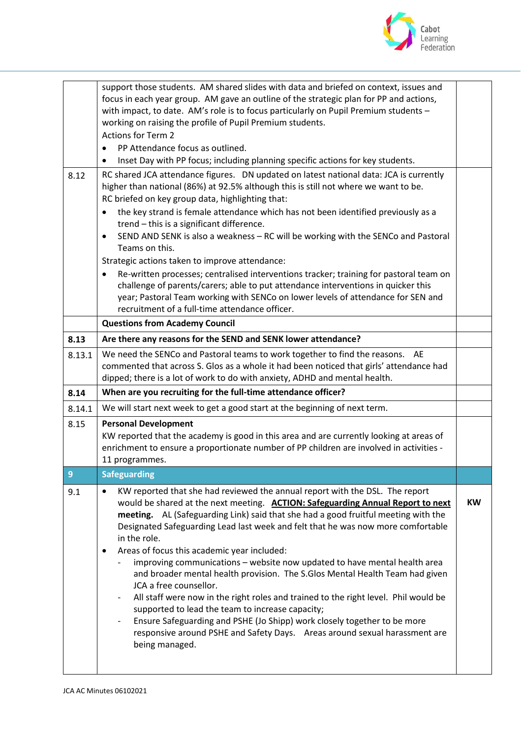| | | |
|---|---|---|
| | support those students. AM shared slides with data and briefed on context, issues and focus in each year group. AM gave an outline of the strategic plan for PP and actions, with impact, to date. AM's role is to focus particularly on Pupil Premium students – working on raising the profile of Pupil Premium students.<br>Actions for Term 2<br>• PP Attendance focus as outlined.<br>• Inset Day with PP focus; including planning specific actions for key students. | |
| 8.12 | RC shared JCA attendance figures. DN updated on latest national data: JCA is currently higher than national (86%) at 92.5% although this is still not where we want to be.<br>RC briefed on key group data, highlighting that:<br>• the key strand is female attendance which has not been identified previously as a trend – this is a significant difference.<br>• SEND AND SENK is also a weakness – RC will be working with the SENCo and Pastoral Teams on this.<br>Strategic actions taken to improve attendance:<br>• Re-written processes; centralised interventions tracker; training for pastoral team on challenge of parents/carers; able to put attendance interventions in quicker this year; Pastoral Team working with SENCo on lower levels of attendance for SEN and recruitment of a full-time attendance officer. | |
| | **Questions from Academy Council** | |
| **8.13** | **Are there any reasons for the SEND and SENK lower attendance?** | |
| 8.13.1 | We need the SENCo and Pastoral teams to work together to find the reasons. AE commented that across S. Glos as a whole it had been noticed that girls' attendance had dipped; there is a lot of work to do with anxiety, ADHD and mental health. | |
| **8.14** | **When are you recruiting for the full-time attendance officer?** | |
| 8.14.1 | We will start next week to get a good start at the beginning of next term. | |
| 8.15 | **Personal Development**<br>KW reported that the academy is good in this area and are currently looking at areas of enrichment to ensure a proportionate number of PP children are involved in activities - 11 programmes. | |
| **9** | **Safeguarding** | |
| 9.1 | • KW reported that she had reviewed the annual report with the DSL. The report would be shared at the next meeting. **<u>ACTION: Safeguarding Annual Report to next meeting.</u>** AL (Safeguarding Link) said that she had a good fruitful meeting with the Designated Safeguarding Lead last week and felt that he was now more comfortable in the role.<br>• Areas of focus this academic year included:<br>- improving communications – website now updated to have mental health area and broader mental health provision. The S.Glos Mental Health Team had given JCA a free counsellor.<br>- All staff were now in the right roles and trained to the right level. Phil would be supported to lead the team to increase capacity;<br>- Ensure Safeguarding and PSHE (Jo Shipp) work closely together to be more responsive around PSHE and Safety Days. Areas around sexual harassment are being managed. | **KW** |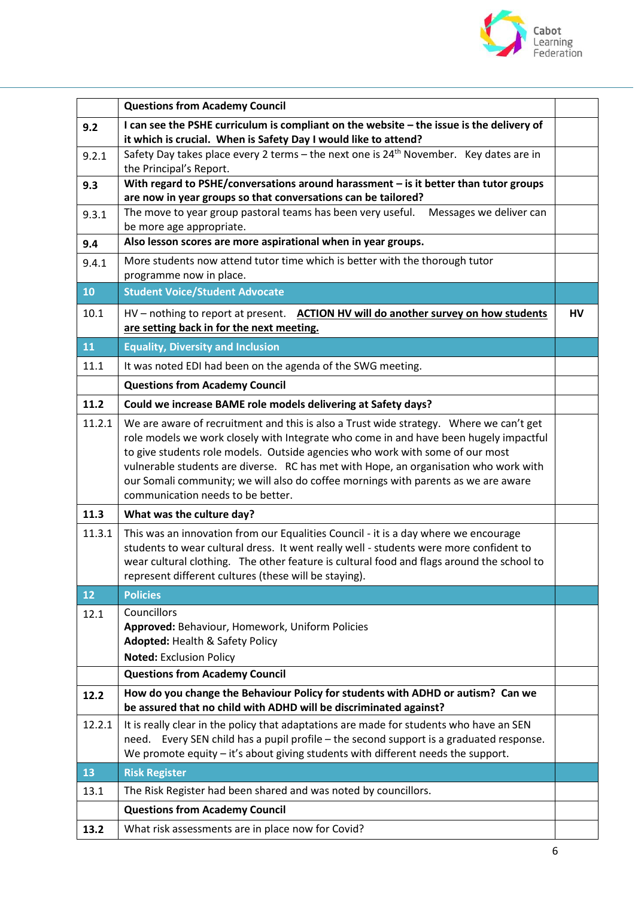| | | |
|---|---|---|
| | **Questions from Academy Council** | |
| **9.2** | **I can see the PSHE curriculum is compliant on the website – the issue is the delivery of it which is crucial. When is Safety Day I would like to attend?** | |
| 9.2.1 | Safety Day takes place every 2 terms – the next one is 24th November. Key dates are in the Principal's Report. | |
| **9.3** | **With regard to PSHE/conversations around harassment – is it better than tutor groups are now in year groups so that conversations can be tailored?** | |
| 9.3.1 | The move to year group pastoral teams has been very useful. Messages we deliver can be more age appropriate. | |
| **9.4** | **Also lesson scores are more aspirational when in year groups.** | |
| 9.4.1 | More students now attend tutor time which is better with the thorough tutor programme now in place. | |
| **10** | **Student Voice/Student Advocate** | |
| 10.1 | HV – nothing to report at present. **ACTION HV will do another survey on how students are setting back in for the next meeting.** | **HV** |
| **11** | **Equality, Diversity and Inclusion** | |
| 11.1 | It was noted EDI had been on the agenda of the SWG meeting. | |
| | **Questions from Academy Council** | |
| **11.2** | **Could we increase BAME role models delivering at Safety days?** | |
| 11.2.1 | We are aware of recruitment and this is also a Trust wide strategy. Where we can't get role models we work closely with Integrate who come in and have been hugely impactful to give students role models. Outside agencies who work with some of our most vulnerable students are diverse. RC has met with Hope, an organisation who work with our Somali community; we will also do coffee mornings with parents as we are aware communication needs to be better. | |
| **11.3** | **What was the culture day?** | |
| 11.3.1 | This was an innovation from our Equalities Council - it is a day where we encourage students to wear cultural dress. It went really well - students were more confident to wear cultural clothing. The other feature is cultural food and flags around the school to represent different cultures (these will be staying). | |
| **12** | **Policies** | |
| 12.1 | Councillors<br>**Approved:** Behaviour, Homework, Uniform Policies<br>**Adopted:** Health & Safety Policy<br>**Noted:** Exclusion Policy | |
| | **Questions from Academy Council** | |
| **12.2** | **How do you change the Behaviour Policy for students with ADHD or autism? Can we be assured that no child with ADHD will be discriminated against?** | |
| 12.2.1 | It is really clear in the policy that adaptations are made for students who have an SEN need. Every SEN child has a pupil profile – the second support is a graduated response. We promote equity – it's about giving students with different needs the support. | |
| **13** | **Risk Register** | |
| 13.1 | The Risk Register had been shared and was noted by councillors. | |
| | **Questions from Academy Council** | |
| **13.2** | What risk assessments are in place now for Covid? | |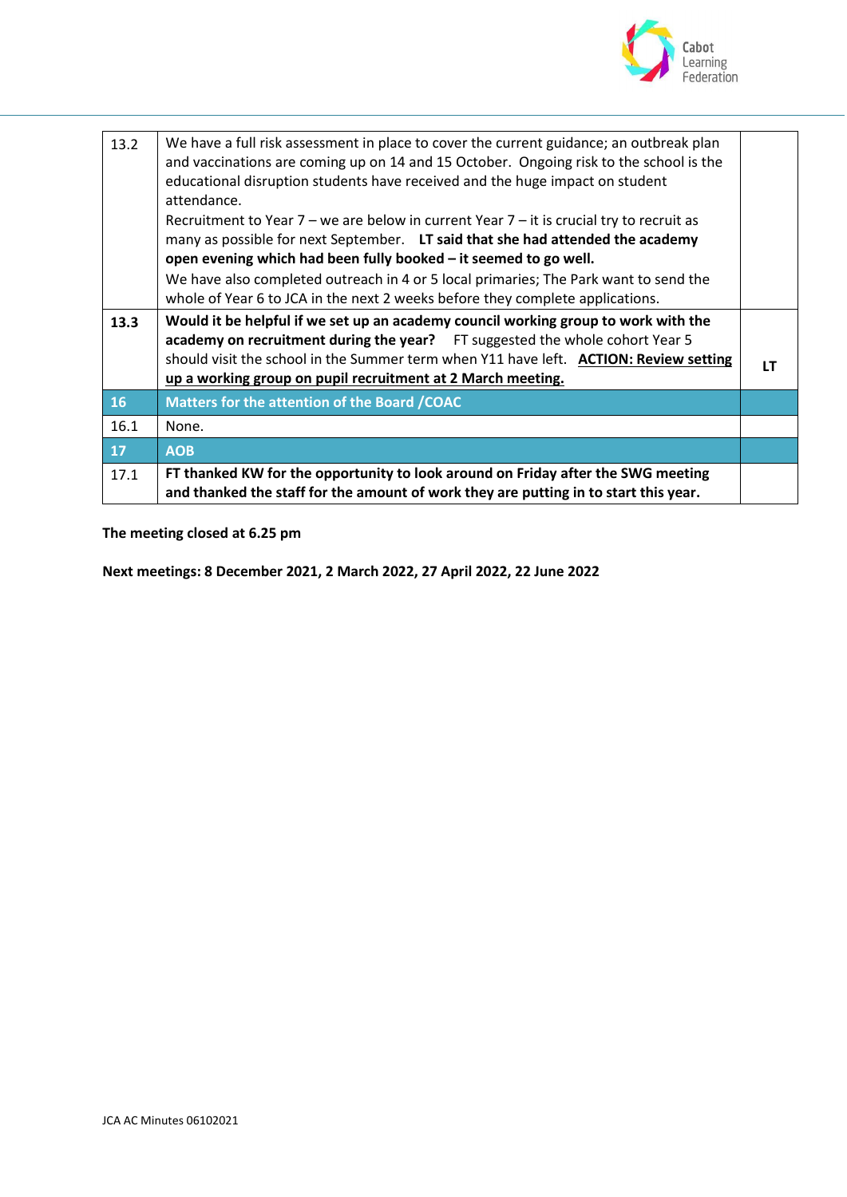| | | |
|---|---|---|
| 13.2 | We have a full risk assessment in place to cover the current guidance; an outbreak plan and vaccinations are coming up on 14 and 15 October. Ongoing risk to the school is the educational disruption students have received and the huge impact on student attendance.<br>Recruitment to Year 7 – we are below in current Year 7 – it is crucial try to recruit as many as possible for next September. **LT said that she had attended the academy open evening which had been fully booked – it seemed to go well.**<br>We have also completed outreach in 4 or 5 local primaries; The Park want to send the whole of Year 6 to JCA in the next 2 weeks before they complete applications. | |
| **13.3** | **Would it be helpful if we set up an academy council working group to work with the academy on recruitment during the year?** FT suggested the whole cohort Year 5 should visit the school in the Summer term when Y11 have left. **ACTION: Review setting up a working group on pupil recruitment at 2 March meeting.** | **LT** |
| **16** | **Matters for the attention of the Board /COAC** | |
| 16.1 | None. | |
| **17** | **AOB** | |
| 17.1 | **FT thanked KW for the opportunity to look around on Friday after the SWG meeting and thanked the staff for the amount of work they are putting in to start this year.** | |

**The meeting closed at 6.25 pm**

**Next meetings: 8 December 2021, 2 March 2022, 27 April 2022, 22 June 2022**